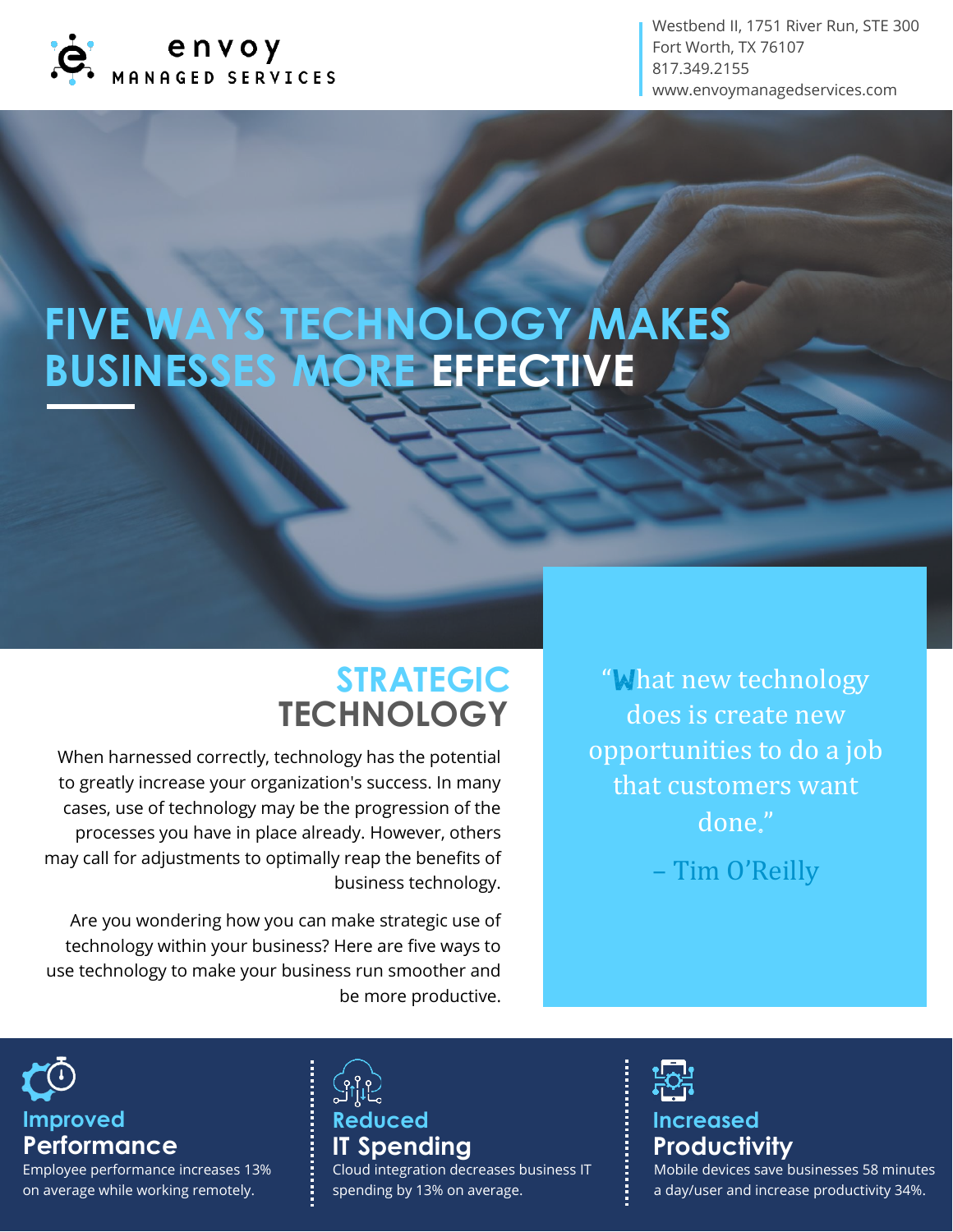envoy MANAGED SERVICES

Westbend II, 1751 River Run, STE 300
Fort Worth, TX 76107
817.349.2155
www.envoymanagedservices.com

# FIVE WAYS TECHNOLOGY MAKES BUSINESSES MORE EFFECTIVE

## STRATEGIC TECHNOLOGY

When harnessed correctly, technology has the potential to greatly increase your organization's success. In many cases, use of technology may be the progression of the processes you have in place already. However, others may call for adjustments to optimally reap the benefits of business technology.

Are you wondering how you can make strategic use of technology within your business? Here are five ways to use technology to make your business run smoother and be more productive.

> "What new technology does is create new opportunities to do a job that customers want done."
>
> – Tim O'Reilly

### Improved Performance

Employee performance increases 13% on average while working remotely.

### Reduced IT Spending

Cloud integration decreases business IT spending by 13% on average.

### Increased Productivity

Mobile devices save businesses 58 minutes a day/user and increase productivity 34%.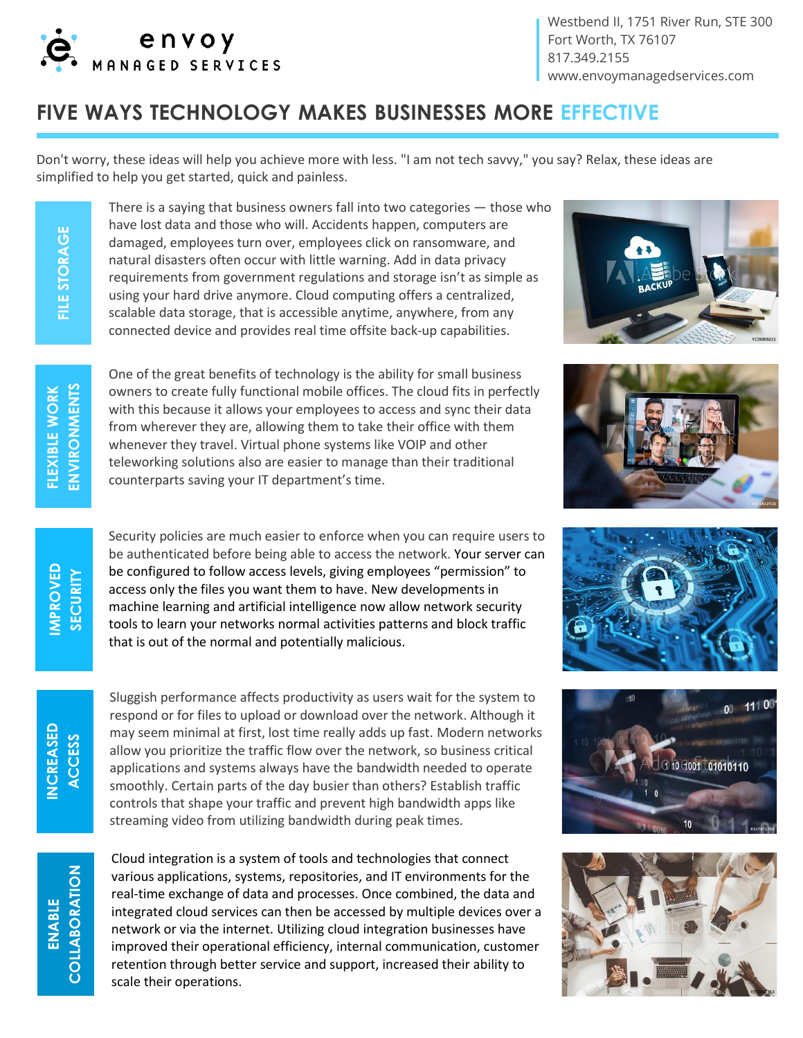# FIVE WAYS TECHNOLOGY MAKES BUSINESSES MORE EFFECTIVE

Westbend II, 1751 River Run, STE 300
Fort Worth, TX 76107
817.349.2155
www.envoymanagedservices.com

Don't worry, these ideas will help you achieve more with less. "I am not tech savvy," you say? Relax, these ideas are simplified to help you get started, quick and painless.

## FILE STORAGE

There is a saying that business owners fall into two categories — those who have lost data and those who will. Accidents happen, computers are damaged, employees turn over, employees click on ransomware, and natural disasters often occur with little warning. Add in data privacy requirements from government regulations and storage isn't as simple as using your hard drive anymore. Cloud computing offers a centralized, scalable data storage, that is accessible anytime, anywhere, from any connected device and provides real time offsite back-up capabilities.

## FLEXIBLE WORK ENVIRONMENTS

One of the great benefits of technology is the ability for small business owners to create fully functional mobile offices. The cloud fits in perfectly with this because it allows your employees to access and sync their data from wherever they are, allowing them to take their office with them whenever they travel. Virtual phone systems like VOIP and other teleworking solutions also are easier to manage than their traditional counterparts saving your IT department's time.

## IMPROVED SECURITY

Security policies are much easier to enforce when you can require users to be authenticated before being able to access the network. Your server can be configured to follow access levels, giving employees "permission" to access only the files you want them to have. New developments in machine learning and artificial intelligence now allow network security tools to learn your networks normal activities patterns and block traffic that is out of the normal and potentially malicious.

## INCREASED ACCESS

Sluggish performance affects productivity as users wait for the system to respond or for files to upload or download over the network. Although it may seem minimal at first, lost time really adds up fast. Modern networks allow you prioritize the traffic flow over the network, so business critical applications and systems always have the bandwidth needed to operate smoothly. Certain parts of the day busier than others? Establish traffic controls that shape your traffic and prevent high bandwidth apps like streaming video from utilizing bandwidth during peak times.

## ENABLE COLLABORATION

Cloud integration is a system of tools and technologies that connect various applications, systems, repositories, and IT environments for the real-time exchange of data and processes. Once combined, the data and integrated cloud services can then be accessed by multiple devices over a network or via the internet. Utilizing cloud integration businesses have improved their operational efficiency, internal communication, customer retention through better service and support, increased their ability to scale their operations.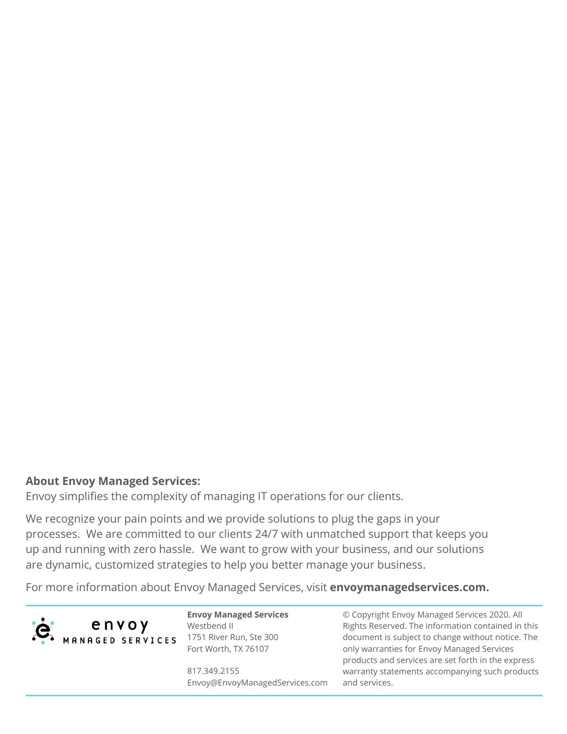**About Envoy Managed Services:**

Envoy simplifies the complexity of managing IT operations for our clients.

We recognize your pain points and we provide solutions to plug the gaps in your processes. We are committed to our clients 24/7 with unmatched support that keeps you up and running with zero hassle. We want to grow with your business, and our solutions are dynamic, customized strategies to help you better manage your business.

For more information about Envoy Managed Services, visit **envoymanagedservices.com.**

---

envoy
MANAGED SERVICES

**Envoy Managed Services**
Westbend II
1751 River Run, Ste 300
Fort Worth, TX 76107

817.349.2155
Envoy@EnvoyManagedServices.com

© Copyright Envoy Managed Services 2020. All Rights Reserved. The information contained in this document is subject to change without notice. The only warranties for Envoy Managed Services products and services are set forth in the express warranty statements accompanying such products and services.